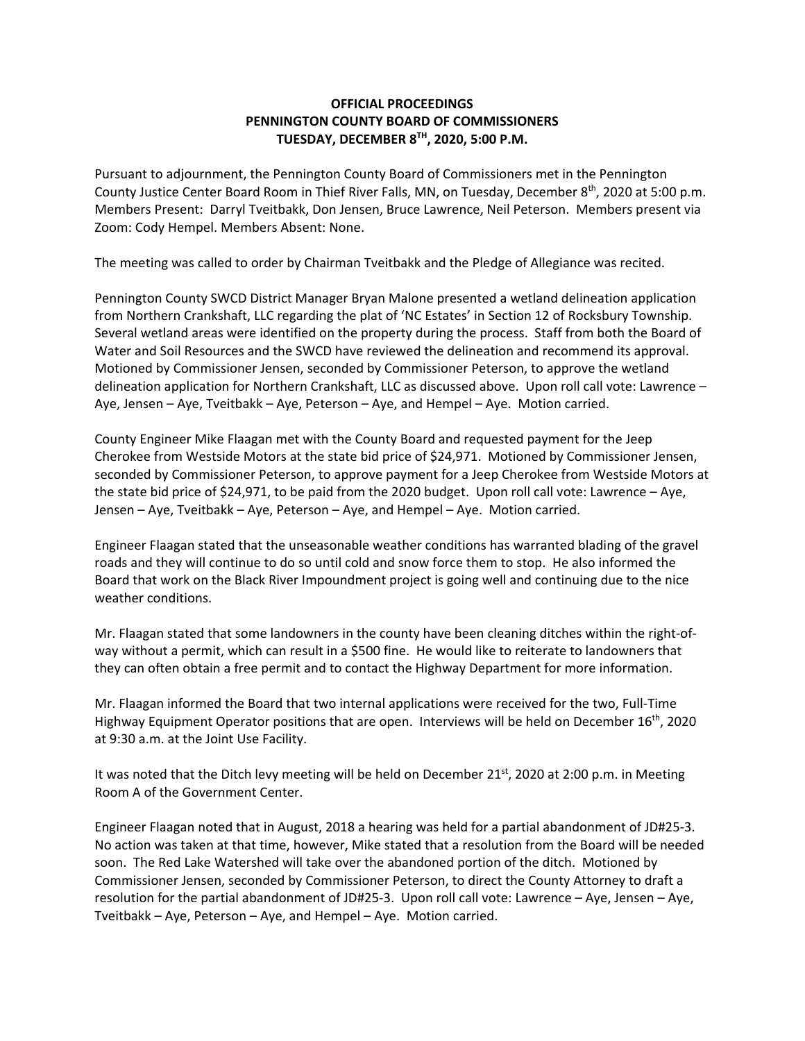**OFFICIAL PROCEEDINGS**
**PENNINGTON COUNTY BOARD OF COMMISSIONERS**
**TUESDAY, DECEMBER 8TH, 2020, 5:00 P.M.**

Pursuant to adjournment, the Pennington County Board of Commissioners met in the Pennington County Justice Center Board Room in Thief River Falls, MN, on Tuesday, December 8th, 2020 at 5:00 p.m. Members Present: Darryl Tveitbakk, Don Jensen, Bruce Lawrence, Neil Peterson. Members present via Zoom: Cody Hempel. Members Absent: None.

The meeting was called to order by Chairman Tveitbakk and the Pledge of Allegiance was recited.

Pennington County SWCD District Manager Bryan Malone presented a wetland delineation application from Northern Crankshaft, LLC regarding the plat of 'NC Estates' in Section 12 of Rocksbury Township. Several wetland areas were identified on the property during the process. Staff from both the Board of Water and Soil Resources and the SWCD have reviewed the delineation and recommend its approval. Motioned by Commissioner Jensen, seconded by Commissioner Peterson, to approve the wetland delineation application for Northern Crankshaft, LLC as discussed above. Upon roll call vote: Lawrence – Aye, Jensen – Aye, Tveitbakk – Aye, Peterson – Aye, and Hempel – Aye. Motion carried.

County Engineer Mike Flaagan met with the County Board and requested payment for the Jeep Cherokee from Westside Motors at the state bid price of $24,971. Motioned by Commissioner Jensen, seconded by Commissioner Peterson, to approve payment for a Jeep Cherokee from Westside Motors at the state bid price of $24,971, to be paid from the 2020 budget. Upon roll call vote: Lawrence – Aye, Jensen – Aye, Tveitbakk – Aye, Peterson – Aye, and Hempel – Aye. Motion carried.

Engineer Flaagan stated that the unseasonable weather conditions has warranted blading of the gravel roads and they will continue to do so until cold and snow force them to stop. He also informed the Board that work on the Black River Impoundment project is going well and continuing due to the nice weather conditions.

Mr. Flaagan stated that some landowners in the county have been cleaning ditches within the right-of-way without a permit, which can result in a $500 fine. He would like to reiterate to landowners that they can often obtain a free permit and to contact the Highway Department for more information.

Mr. Flaagan informed the Board that two internal applications were received for the two, Full-Time Highway Equipment Operator positions that are open. Interviews will be held on December 16th, 2020 at 9:30 a.m. at the Joint Use Facility.

It was noted that the Ditch levy meeting will be held on December 21st, 2020 at 2:00 p.m. in Meeting Room A of the Government Center.

Engineer Flaagan noted that in August, 2018 a hearing was held for a partial abandonment of JD#25-3. No action was taken at that time, however, Mike stated that a resolution from the Board will be needed soon. The Red Lake Watershed will take over the abandoned portion of the ditch. Motioned by Commissioner Jensen, seconded by Commissioner Peterson, to direct the County Attorney to draft a resolution for the partial abandonment of JD#25-3. Upon roll call vote: Lawrence – Aye, Jensen – Aye, Tveitbakk – Aye, Peterson – Aye, and Hempel – Aye. Motion carried.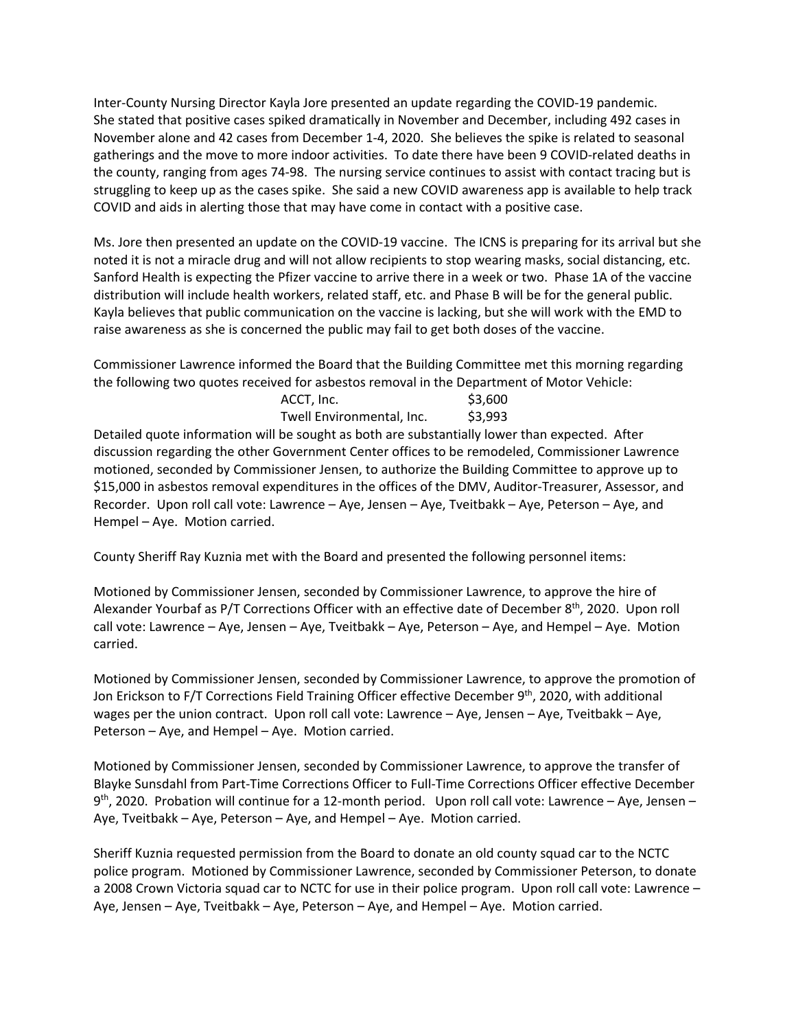Inter-County Nursing Director Kayla Jore presented an update regarding the COVID-19 pandemic. She stated that positive cases spiked dramatically in November and December, including 492 cases in November alone and 42 cases from December 1-4, 2020. She believes the spike is related to seasonal gatherings and the move to more indoor activities. To date there have been 9 COVID-related deaths in the county, ranging from ages 74-98. The nursing service continues to assist with contact tracing but is struggling to keep up as the cases spike. She said a new COVID awareness app is available to help track COVID and aids in alerting those that may have come in contact with a positive case.

Ms. Jore then presented an update on the COVID-19 vaccine. The ICNS is preparing for its arrival but she noted it is not a miracle drug and will not allow recipients to stop wearing masks, social distancing, etc. Sanford Health is expecting the Pfizer vaccine to arrive there in a week or two. Phase 1A of the vaccine distribution will include health workers, related staff, etc. and Phase B will be for the general public. Kayla believes that public communication on the vaccine is lacking, but she will work with the EMD to raise awareness as she is concerned the public may fail to get both doses of the vaccine.

Commissioner Lawrence informed the Board that the Building Committee met this morning regarding the following two quotes received for asbestos removal in the Department of Motor Vehicle:

| | |
|---|---|
| ACCT, Inc. | $3,600 |
| Twell Environmental, Inc. | $3,993 |

Detailed quote information will be sought as both are substantially lower than expected. After discussion regarding the other Government Center offices to be remodeled, Commissioner Lawrence motioned, seconded by Commissioner Jensen, to authorize the Building Committee to approve up to $15,000 in asbestos removal expenditures in the offices of the DMV, Auditor-Treasurer, Assessor, and Recorder. Upon roll call vote: Lawrence – Aye, Jensen – Aye, Tveitbakk – Aye, Peterson – Aye, and Hempel – Aye. Motion carried.

County Sheriff Ray Kuznia met with the Board and presented the following personnel items:

Motioned by Commissioner Jensen, seconded by Commissioner Lawrence, to approve the hire of Alexander Yourbaf as P/T Corrections Officer with an effective date of December 8th, 2020. Upon roll call vote: Lawrence – Aye, Jensen – Aye, Tveitbakk – Aye, Peterson – Aye, and Hempel – Aye. Motion carried.

Motioned by Commissioner Jensen, seconded by Commissioner Lawrence, to approve the promotion of Jon Erickson to F/T Corrections Field Training Officer effective December 9th, 2020, with additional wages per the union contract. Upon roll call vote: Lawrence – Aye, Jensen – Aye, Tveitbakk – Aye, Peterson – Aye, and Hempel – Aye. Motion carried.

Motioned by Commissioner Jensen, seconded by Commissioner Lawrence, to approve the transfer of Blayke Sunsdahl from Part-Time Corrections Officer to Full-Time Corrections Officer effective December 9th, 2020. Probation will continue for a 12-month period. Upon roll call vote: Lawrence – Aye, Jensen – Aye, Tveitbakk – Aye, Peterson – Aye, and Hempel – Aye. Motion carried.

Sheriff Kuznia requested permission from the Board to donate an old county squad car to the NCTC police program. Motioned by Commissioner Lawrence, seconded by Commissioner Peterson, to donate a 2008 Crown Victoria squad car to NCTC for use in their police program. Upon roll call vote: Lawrence – Aye, Jensen – Aye, Tveitbakk – Aye, Peterson – Aye, and Hempel – Aye. Motion carried.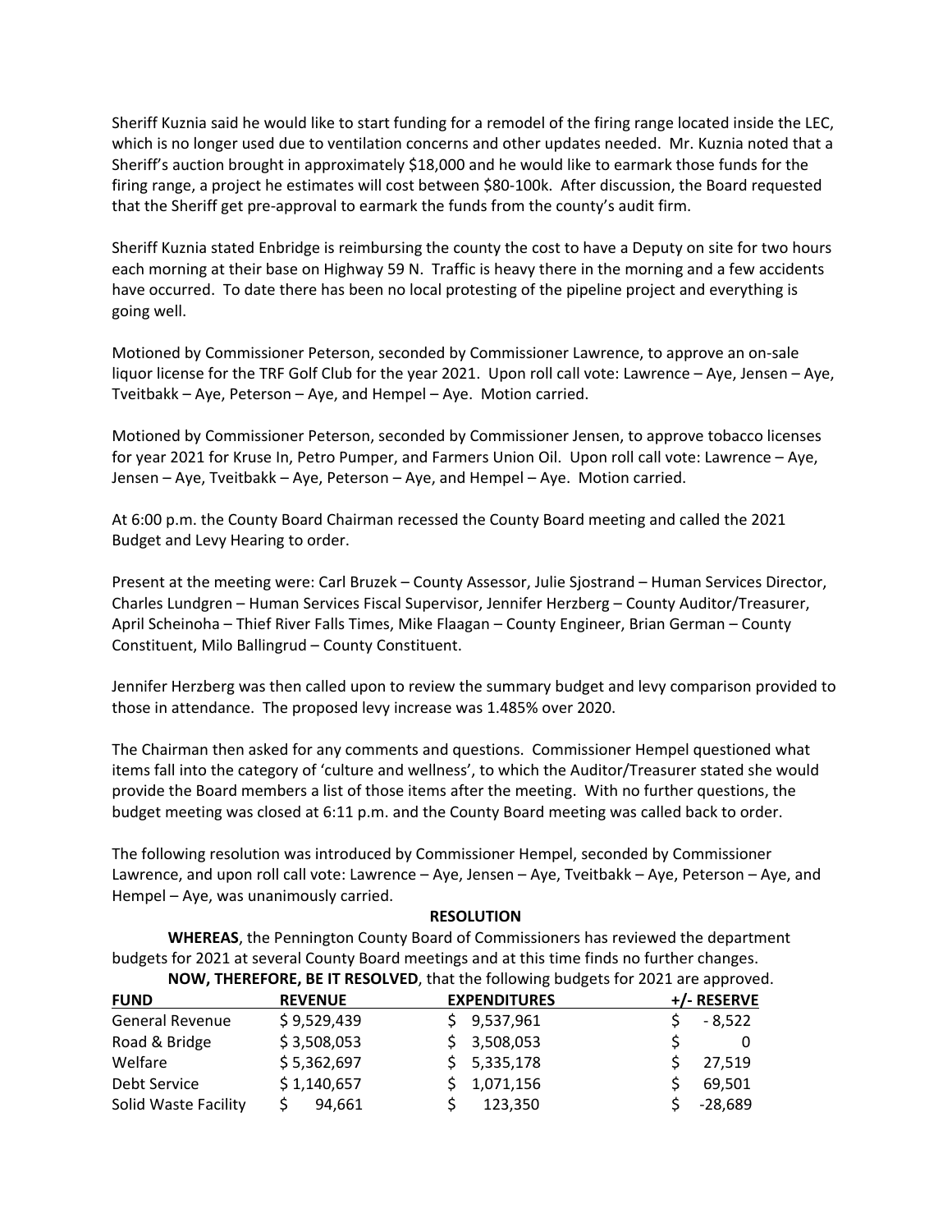Sheriff Kuznia said he would like to start funding for a remodel of the firing range located inside the LEC, which is no longer used due to ventilation concerns and other updates needed. Mr. Kuznia noted that a Sheriff's auction brought in approximately $18,000 and he would like to earmark those funds for the firing range, a project he estimates will cost between $80-100k. After discussion, the Board requested that the Sheriff get pre-approval to earmark the funds from the county's audit firm.

Sheriff Kuznia stated Enbridge is reimbursing the county the cost to have a Deputy on site for two hours each morning at their base on Highway 59 N. Traffic is heavy there in the morning and a few accidents have occurred. To date there has been no local protesting of the pipeline project and everything is going well.

Motioned by Commissioner Peterson, seconded by Commissioner Lawrence, to approve an on-sale liquor license for the TRF Golf Club for the year 2021. Upon roll call vote: Lawrence – Aye, Jensen – Aye, Tveitbakk – Aye, Peterson – Aye, and Hempel – Aye. Motion carried.

Motioned by Commissioner Peterson, seconded by Commissioner Jensen, to approve tobacco licenses for year 2021 for Kruse In, Petro Pumper, and Farmers Union Oil. Upon roll call vote: Lawrence – Aye, Jensen – Aye, Tveitbakk – Aye, Peterson – Aye, and Hempel – Aye. Motion carried.

At 6:00 p.m. the County Board Chairman recessed the County Board meeting and called the 2021 Budget and Levy Hearing to order.

Present at the meeting were: Carl Bruzek – County Assessor, Julie Sjostrand – Human Services Director, Charles Lundgren – Human Services Fiscal Supervisor, Jennifer Herzberg – County Auditor/Treasurer, April Scheinoha – Thief River Falls Times, Mike Flaagan – County Engineer, Brian German – County Constituent, Milo Ballingrud – County Constituent.

Jennifer Herzberg was then called upon to review the summary budget and levy comparison provided to those in attendance. The proposed levy increase was 1.485% over 2020.

The Chairman then asked for any comments and questions. Commissioner Hempel questioned what items fall into the category of 'culture and wellness', to which the Auditor/Treasurer stated she would provide the Board members a list of those items after the meeting. With no further questions, the budget meeting was closed at 6:11 p.m. and the County Board meeting was called back to order.

The following resolution was introduced by Commissioner Hempel, seconded by Commissioner Lawrence, and upon roll call vote: Lawrence – Aye, Jensen – Aye, Tveitbakk – Aye, Peterson – Aye, and Hempel – Aye, was unanimously carried.

**RESOLUTION**

**WHEREAS**, the Pennington County Board of Commissioners has reviewed the department budgets for 2021 at several County Board meetings and at this time finds no further changes.

**NOW, THEREFORE, BE IT RESOLVED**, that the following budgets for 2021 are approved.

| FUND | REVENUE | EXPENDITURES | +/- RESERVE |
|---|---|---|---|
| General Revenue | $ 9,529,439 | $ 9,537,961 | $ - 8,522 |
| Road & Bridge | $ 3,508,053 | $ 3,508,053 | $ 0 |
| Welfare | $ 5,362,697 | $ 5,335,178 | $ 27,519 |
| Debt Service | $ 1,140,657 | $ 1,071,156 | $ 69,501 |
| Solid Waste Facility | $ 94,661 | $ 123,350 | $ -28,689 |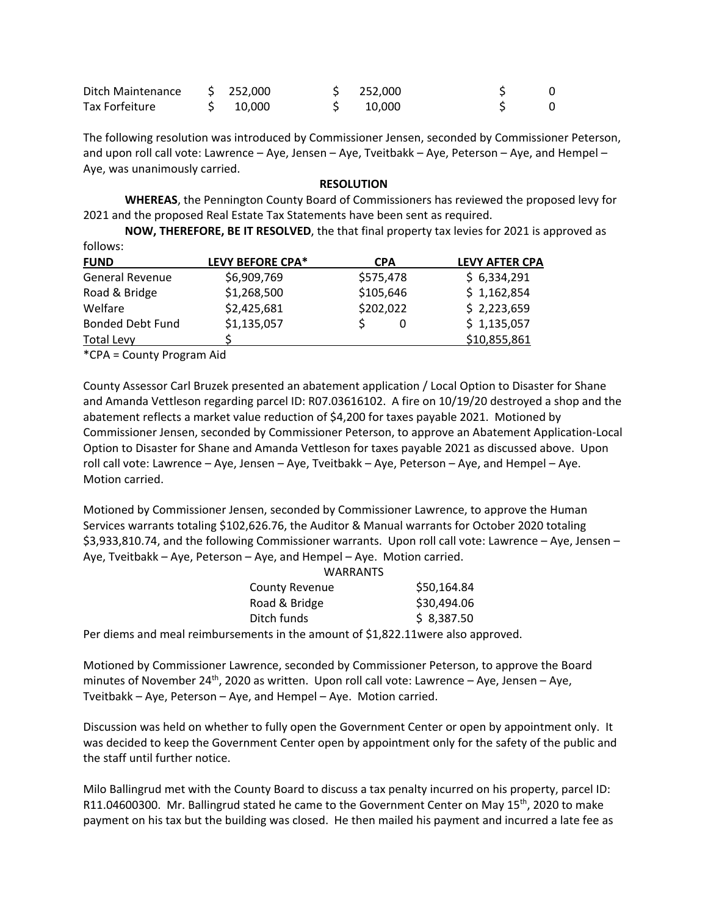| | | | |
|---|---|---|---|
| Ditch Maintenance | $ 252,000 | $ 252,000 | $ 0 |
| Tax Forfeiture | $ 10,000 | $ 10,000 | $ 0 |

The following resolution was introduced by Commissioner Jensen, seconded by Commissioner Peterson, and upon roll call vote: Lawrence – Aye, Jensen – Aye, Tveitbakk – Aye, Peterson – Aye, and Hempel – Aye, was unanimously carried.

**RESOLUTION**

**WHEREAS**, the Pennington County Board of Commissioners has reviewed the proposed levy for 2021 and the proposed Real Estate Tax Statements have been sent as required.

**NOW, THEREFORE, BE IT RESOLVED**, the that final property tax levies for 2021 is approved as follows:

| **FUND** | **LEVY BEFORE CPA*** | **CPA** | **LEVY AFTER CPA** |
|---|---|---|---|
| General Revenue | $6,909,769 | $575,478 | $ 6,334,291 |
| Road & Bridge | $1,268,500 | $105,646 | $ 1,162,854 |
| Welfare | $2,425,681 | $202,022 | $ 2,223,659 |
| Bonded Debt Fund | $1,135,057 | $ 0 | $ 1,135,057 |
| Total Levy | $ | | $10,855,861 |

*CPA = County Program Aid

County Assessor Carl Bruzek presented an abatement application / Local Option to Disaster for Shane and Amanda Vettleson regarding parcel ID: R07.03616102. A fire on 10/19/20 destroyed a shop and the abatement reflects a market value reduction of $4,200 for taxes payable 2021. Motioned by Commissioner Jensen, seconded by Commissioner Peterson, to approve an Abatement Application-Local Option to Disaster for Shane and Amanda Vettleson for taxes payable 2021 as discussed above. Upon roll call vote: Lawrence – Aye, Jensen – Aye, Tveitbakk – Aye, Peterson – Aye, and Hempel – Aye. Motion carried.

Motioned by Commissioner Jensen, seconded by Commissioner Lawrence, to approve the Human Services warrants totaling $102,626.76, the Auditor & Manual warrants for October 2020 totaling $3,933,810.74, and the following Commissioner warrants. Upon roll call vote: Lawrence – Aye, Jensen – Aye, Tveitbakk – Aye, Peterson – Aye, and Hempel – Aye. Motion carried.

| WARRANTS | |
|---|---|
| County Revenue | $50,164.84 |
| Road & Bridge | $30,494.06 |
| Ditch funds | $ 8,387.50 |

Per diems and meal reimbursements in the amount of $1,822.11were also approved.

Motioned by Commissioner Lawrence, seconded by Commissioner Peterson, to approve the Board minutes of November 24th, 2020 as written. Upon roll call vote: Lawrence – Aye, Jensen – Aye, Tveitbakk – Aye, Peterson – Aye, and Hempel – Aye. Motion carried.

Discussion was held on whether to fully open the Government Center or open by appointment only. It was decided to keep the Government Center open by appointment only for the safety of the public and the staff until further notice.

Milo Ballingrud met with the County Board to discuss a tax penalty incurred on his property, parcel ID: R11.04600300. Mr. Ballingrud stated he came to the Government Center on May 15th, 2020 to make payment on his tax but the building was closed. He then mailed his payment and incurred a late fee as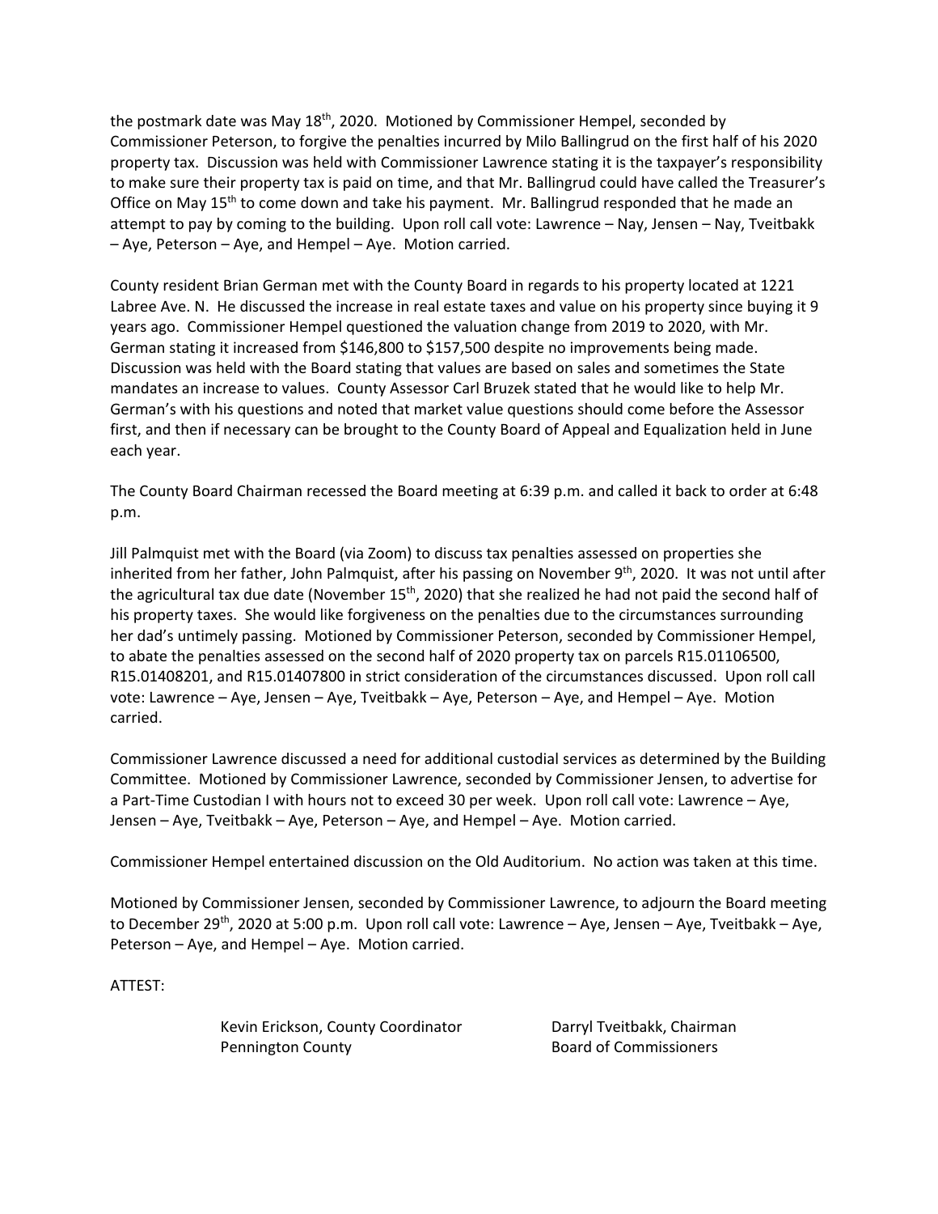the postmark date was May 18th, 2020. Motioned by Commissioner Hempel, seconded by Commissioner Peterson, to forgive the penalties incurred by Milo Ballingrud on the first half of his 2020 property tax. Discussion was held with Commissioner Lawrence stating it is the taxpayer's responsibility to make sure their property tax is paid on time, and that Mr. Ballingrud could have called the Treasurer's Office on May 15th to come down and take his payment. Mr. Ballingrud responded that he made an attempt to pay by coming to the building. Upon roll call vote: Lawrence – Nay, Jensen – Nay, Tveitbakk – Aye, Peterson – Aye, and Hempel – Aye. Motion carried.

County resident Brian German met with the County Board in regards to his property located at 1221 Labree Ave. N. He discussed the increase in real estate taxes and value on his property since buying it 9 years ago. Commissioner Hempel questioned the valuation change from 2019 to 2020, with Mr. German stating it increased from $146,800 to $157,500 despite no improvements being made. Discussion was held with the Board stating that values are based on sales and sometimes the State mandates an increase to values. County Assessor Carl Bruzek stated that he would like to help Mr. German's with his questions and noted that market value questions should come before the Assessor first, and then if necessary can be brought to the County Board of Appeal and Equalization held in June each year.

The County Board Chairman recessed the Board meeting at 6:39 p.m. and called it back to order at 6:48 p.m.

Jill Palmquist met with the Board (via Zoom) to discuss tax penalties assessed on properties she inherited from her father, John Palmquist, after his passing on November 9th, 2020. It was not until after the agricultural tax due date (November 15th, 2020) that she realized he had not paid the second half of his property taxes. She would like forgiveness on the penalties due to the circumstances surrounding her dad's untimely passing. Motioned by Commissioner Peterson, seconded by Commissioner Hempel, to abate the penalties assessed on the second half of 2020 property tax on parcels R15.01106500, R15.01408201, and R15.01407800 in strict consideration of the circumstances discussed. Upon roll call vote: Lawrence – Aye, Jensen – Aye, Tveitbakk – Aye, Peterson – Aye, and Hempel – Aye. Motion carried.

Commissioner Lawrence discussed a need for additional custodial services as determined by the Building Committee. Motioned by Commissioner Lawrence, seconded by Commissioner Jensen, to advertise for a Part-Time Custodian I with hours not to exceed 30 per week. Upon roll call vote: Lawrence – Aye, Jensen – Aye, Tveitbakk – Aye, Peterson – Aye, and Hempel – Aye. Motion carried.

Commissioner Hempel entertained discussion on the Old Auditorium. No action was taken at this time.

Motioned by Commissioner Jensen, seconded by Commissioner Lawrence, to adjourn the Board meeting to December 29th, 2020 at 5:00 p.m. Upon roll call vote: Lawrence – Aye, Jensen – Aye, Tveitbakk – Aye, Peterson – Aye, and Hempel – Aye. Motion carried.

ATTEST:

Kevin Erickson, County Coordinator
Pennington County

Darryl Tveitbakk, Chairman
Board of Commissioners